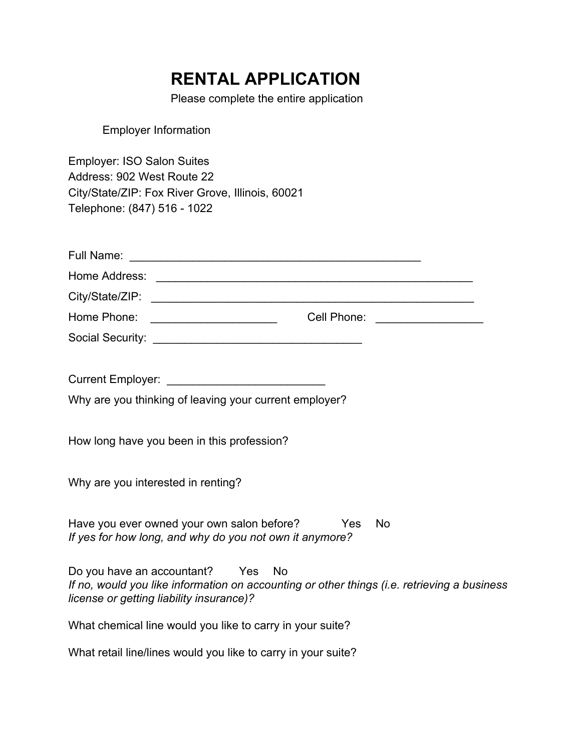# RENTAL APPLICATION

Please complete the entire application

Employer Information

Employer: ISO Salon Suites
Address: 902 West Route 22
City/State/ZIP: Fox River Grove, Illinois, 60021
Telephone: (847) 516 - 1022

Full Name: ________________________________________________

Home Address: ____________________________________________________

City/State/ZIP: _____________________________________________________

Home Phone: ____________________ Cell Phone: _________________

Social Security: _________________________________

Current Employer: _________________________

Why are you thinking of leaving your current employer?

How long have you been in this profession?

Why are you interested in renting?

Have you ever owned your own salon before? Yes No
*If yes for how long, and why do you not own it anymore?*

Do you have an accountant? Yes No
*If no, would you like information on accounting or other things (i.e. retrieving a business license or getting liability insurance)?*

What chemical line would you like to carry in your suite?

What retail line/lines would you like to carry in your suite?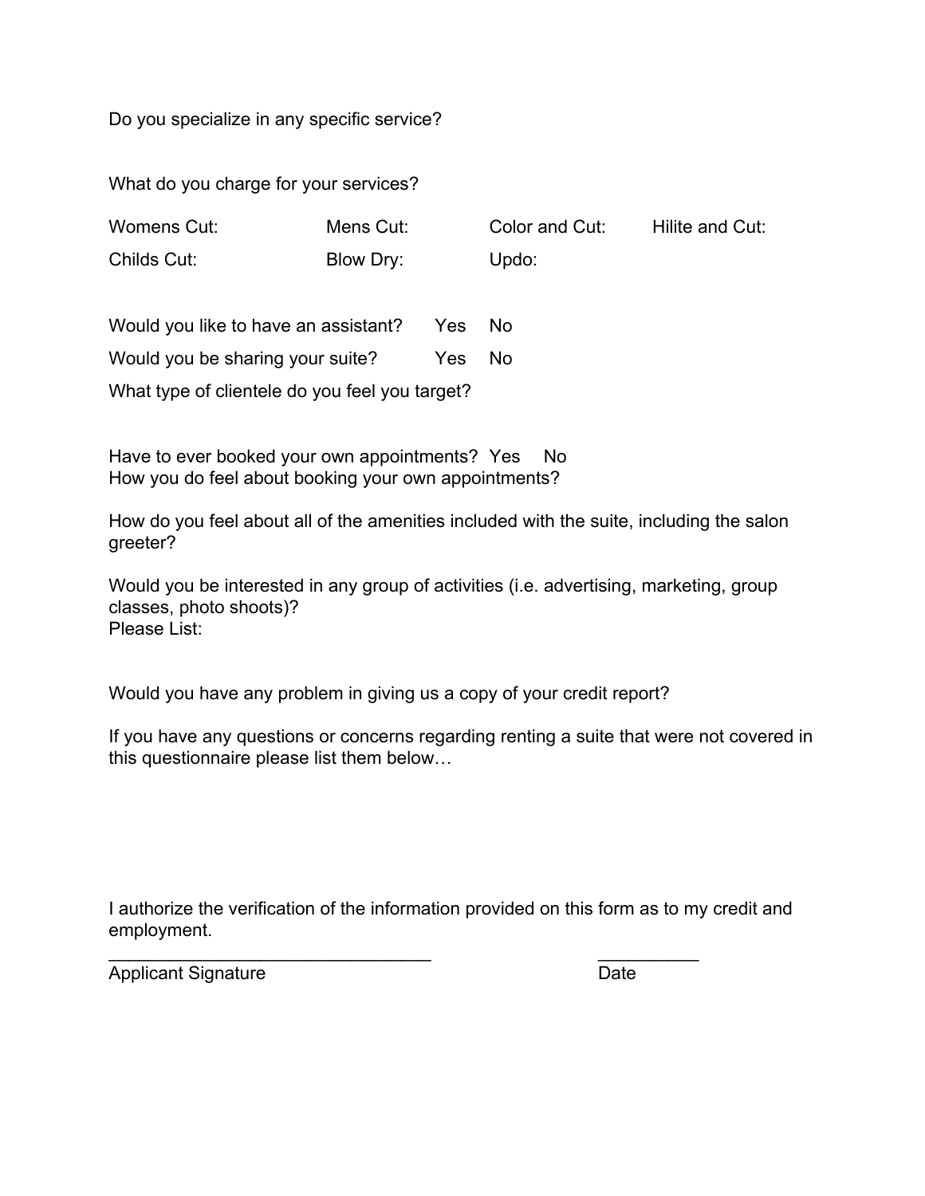Do you specialize in any specific service?

What do you charge for your services?

| | | | |
|---|---|---|---|
| Womens Cut: | Mens Cut: | Color and Cut: | Hilite and Cut: |
| Childs Cut: | Blow Dry: | Updo: | |

Would you like to have an assistant? Yes No

Would you be sharing your suite? Yes No

What type of clientele do you feel you target?

Have to ever booked your own appointments? Yes No
How you do feel about booking your own appointments?

How do you feel about all of the amenities included with the suite, including the salon greeter?

Would you be interested in any group of activities (i.e. advertising, marketing, group classes, photo shoots)?
Please List:

Would you have any problem in giving us a copy of your credit report?

If you have any questions or concerns regarding renting a suite that were not covered in this questionnaire please list them below…

I authorize the verification of the information provided on this form as to my credit and employment.

_________________________________ __________
Applicant Signature Date